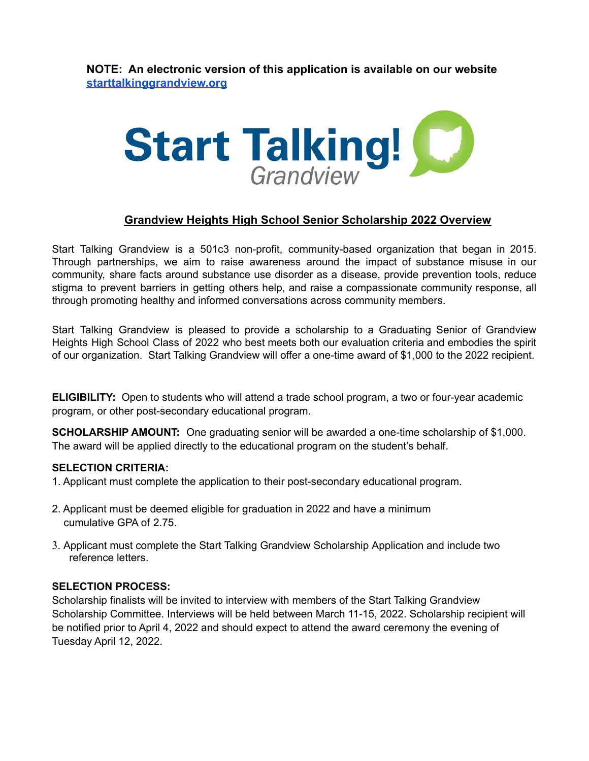**NOTE: An electronic version of this application is available on our website [starttalkinggrandview.org](starttalkinggrandview.org)**

**Start Talking!**
*Grandview*

## Grandview Heights High School Senior Scholarship 2022 Overview

Start Talking Grandview is a 501c3 non-profit, community-based organization that began in 2015. Through partnerships, we aim to raise awareness around the impact of substance misuse in our community, share facts around substance use disorder as a disease, provide prevention tools, reduce stigma to prevent barriers in getting others help, and raise a compassionate community response, all through promoting healthy and informed conversations across community members.

Start Talking Grandview is pleased to provide a scholarship to a Graduating Senior of Grandview Heights High School Class of 2022 who best meets both our evaluation criteria and embodies the spirit of our organization. Start Talking Grandview will offer a one-time award of $1,000 to the 2022 recipient.

**ELIGIBILITY:** Open to students who will attend a trade school program, a two or four-year academic program, or other post-secondary educational program.

**SCHOLARSHIP AMOUNT:** One graduating senior will be awarded a one-time scholarship of $1,000. The award will be applied directly to the educational program on the student's behalf.

**SELECTION CRITERIA:**

1. Applicant must complete the application to their post-secondary educational program.
2. Applicant must be deemed eligible for graduation in 2022 and have a minimum cumulative GPA of 2.75.
3. Applicant must complete the Start Talking Grandview Scholarship Application and include two reference letters.

**SELECTION PROCESS:**
Scholarship finalists will be invited to interview with members of the Start Talking Grandview Scholarship Committee. Interviews will be held between March 11-15, 2022. Scholarship recipient will be notified prior to April 4, 2022 and should expect to attend the award ceremony the evening of Tuesday April 12, 2022.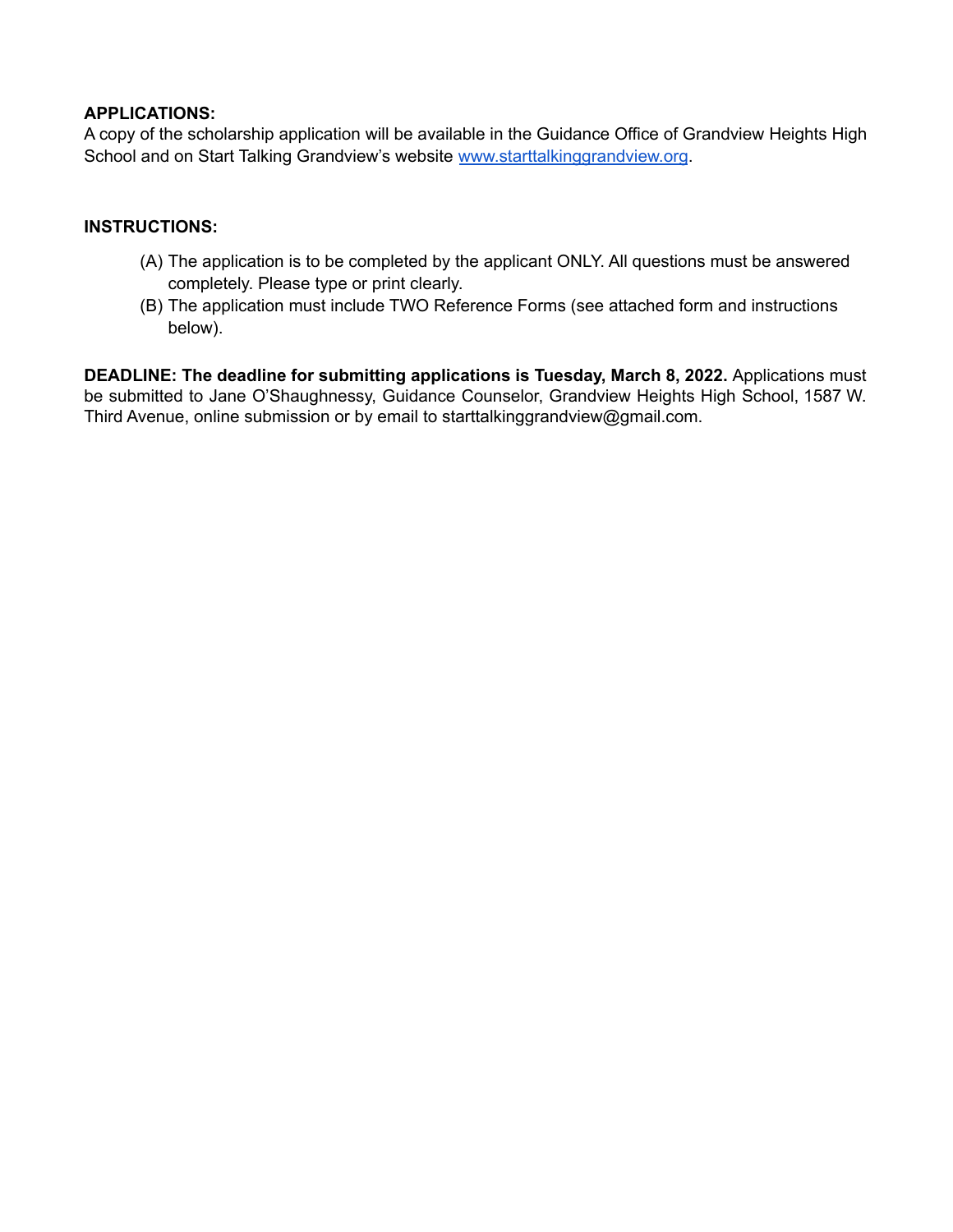**APPLICATIONS:**
A copy of the scholarship application will be available in the Guidance Office of Grandview Heights High School and on Start Talking Grandview's website [www.starttalkinggrandview.org](http://www.starttalkinggrandview.org).

**INSTRUCTIONS:**

(A) The application is to be completed by the applicant ONLY. All questions must be answered completely. Please type or print clearly.
(B) The application must include TWO Reference Forms (see attached form and instructions below).

**DEADLINE: The deadline for submitting applications is Tuesday, March 8, 2022.** Applications must be submitted to Jane O'Shaughnessy, Guidance Counselor, Grandview Heights High School, 1587 W. Third Avenue, online submission or by email to starttalkinggrandview@gmail.com.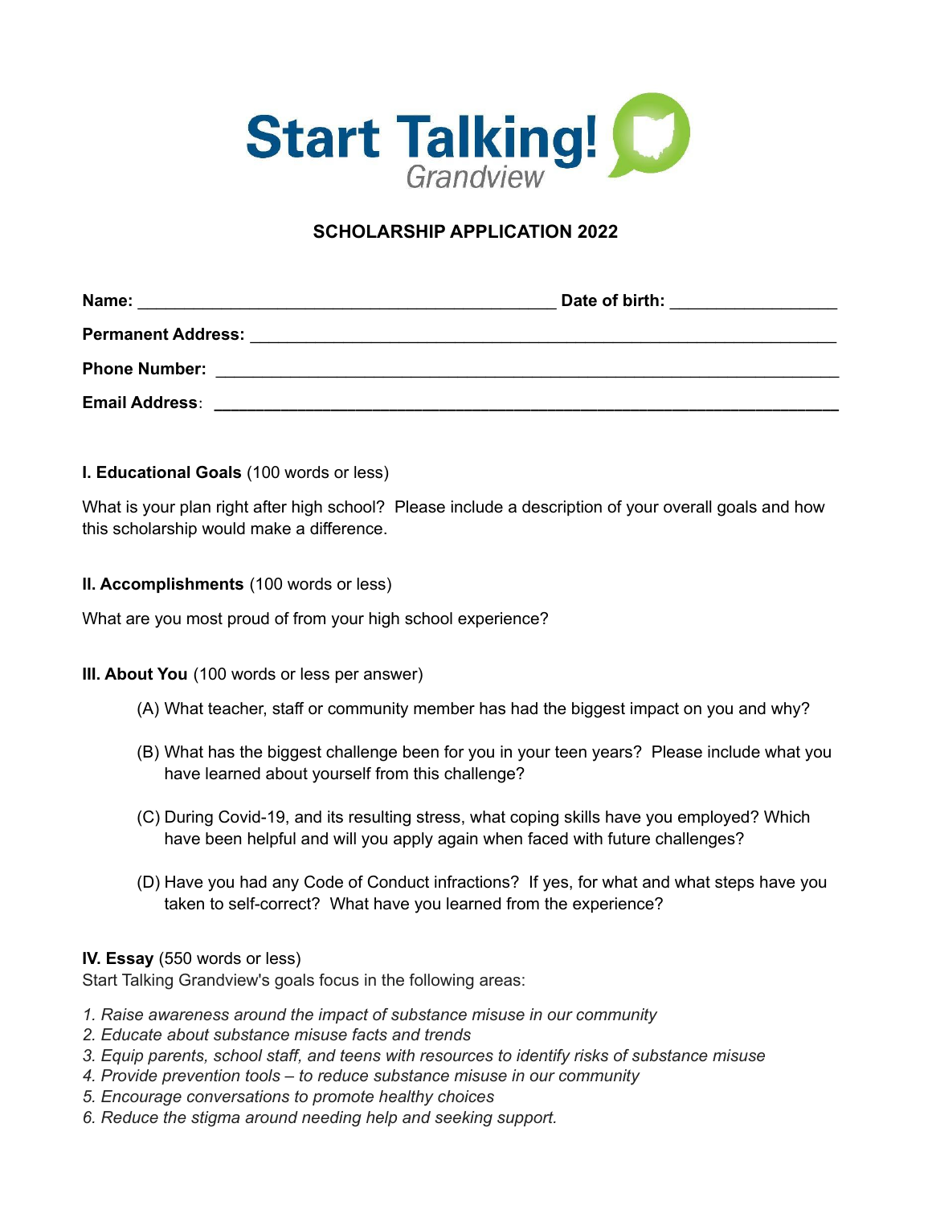# Start Talking! Grandview

## SCHOLARSHIP APPLICATION 2022

**Name:** _____________________________________________ **Date of birth:** __________________

**Permanent Address:** ______________________________________________________________

**Phone Number:** __________________________________________________________________

**Email Address**: _________________________________________________________________

**I. Educational Goals** (100 words or less)

What is your plan right after high school? Please include a description of your overall goals and how this scholarship would make a difference.

**II. Accomplishments** (100 words or less)

What are you most proud of from your high school experience?

**III. About You** (100 words or less per answer)

(A) What teacher, staff or community member has had the biggest impact on you and why?

(B) What has the biggest challenge been for you in your teen years? Please include what you have learned about yourself from this challenge?

(C) During Covid-19, and its resulting stress, what coping skills have you employed? Which have been helpful and will you apply again when faced with future challenges?

(D) Have you had any Code of Conduct infractions? If yes, for what and what steps have you taken to self-correct? What have you learned from the experience?

**IV. Essay** (550 words or less)

Start Talking Grandview's goals focus in the following areas:

*1. Raise awareness around the impact of substance misuse in our community*
*2. Educate about substance misuse facts and trends*
*3. Equip parents, school staff, and teens with resources to identify risks of substance misuse*
*4. Provide prevention tools – to reduce substance misuse in our community*
*5. Encourage conversations to promote healthy choices*
*6. Reduce the stigma around needing help and seeking support.*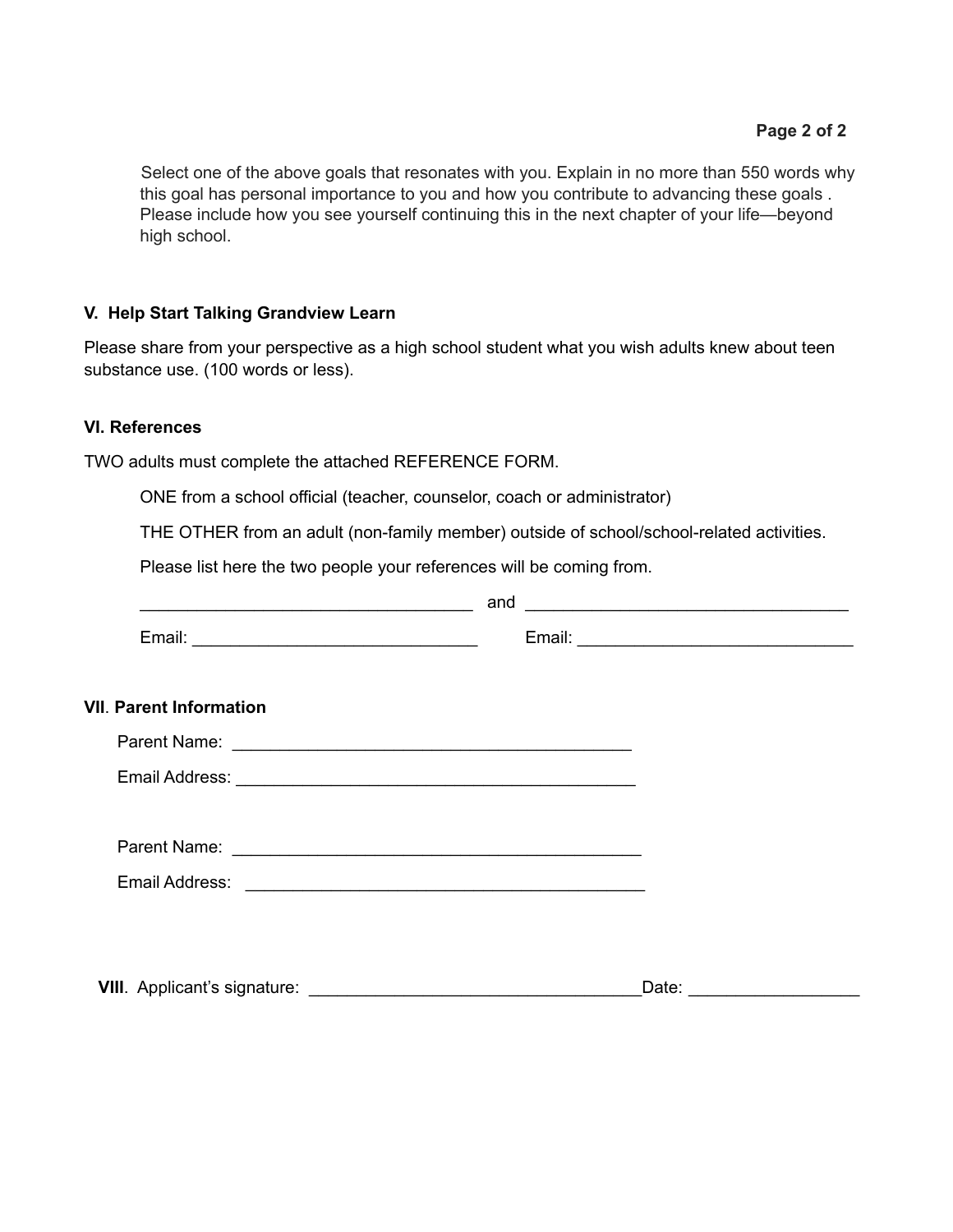Select one of the above goals that resonates with you. Explain in no more than 550 words why this goal has personal importance to you and how you contribute to advancing these goals . Please include how you see yourself continuing this in the next chapter of your life—beyond high school.

### V. Help Start Talking Grandview Learn

Please share from your perspective as a high school student what you wish adults knew about teen substance use. (100 words or less).

### VI. References

TWO adults must complete the attached REFERENCE FORM.

ONE from a school official (teacher, counselor, coach or administrator)

THE OTHER from an adult (non-family member) outside of school/school-related activities.

Please list here the two people your references will be coming from.

___________________________________ and __________________________________

Email: ______________________________ Email: ____________________________

### VII. Parent Information

Parent Name: __________________________________________

Email Address: __________________________________________

Parent Name: ___________________________________________

Email Address: __________________________________________

**VIII**. Applicant's signature: __________________________________ Date: _________________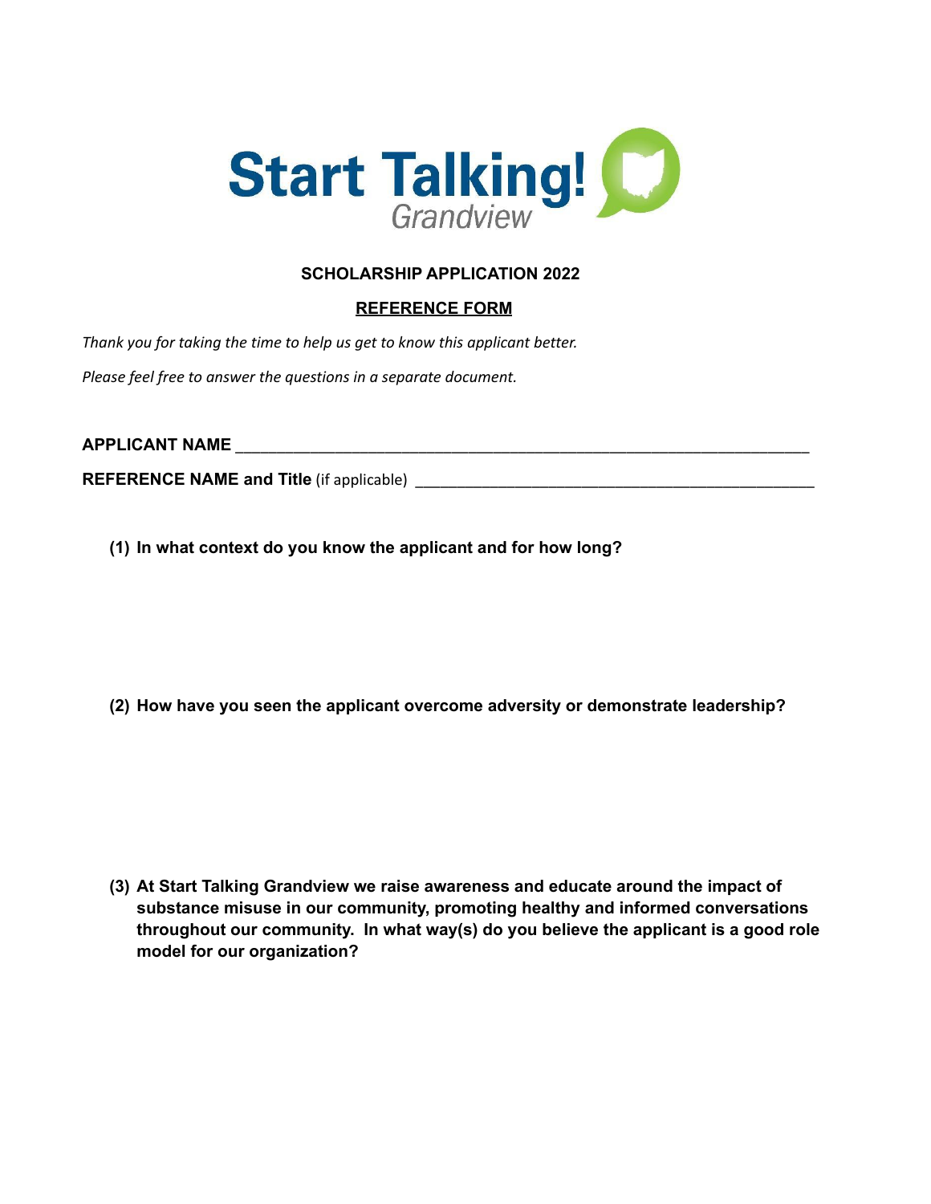Start Talking! Grandview

**SCHOLARSHIP APPLICATION 2022**

**REFERENCE FORM**

*Thank you for taking the time to help us get to know this applicant better.*

*Please feel free to answer the questions in a separate document.*

**APPLICANT NAME** ______________________________________________________________

**REFERENCE NAME and Title** (if applicable) ___________________________________________

**(1) In what context do you know the applicant and for how long?**

**(2) How have you seen the applicant overcome adversity or demonstrate leadership?**

**(3) At Start Talking Grandview we raise awareness and educate around the impact of substance misuse in our community, promoting healthy and informed conversations throughout our community. In what way(s) do you believe the applicant is a good role model for our organization?**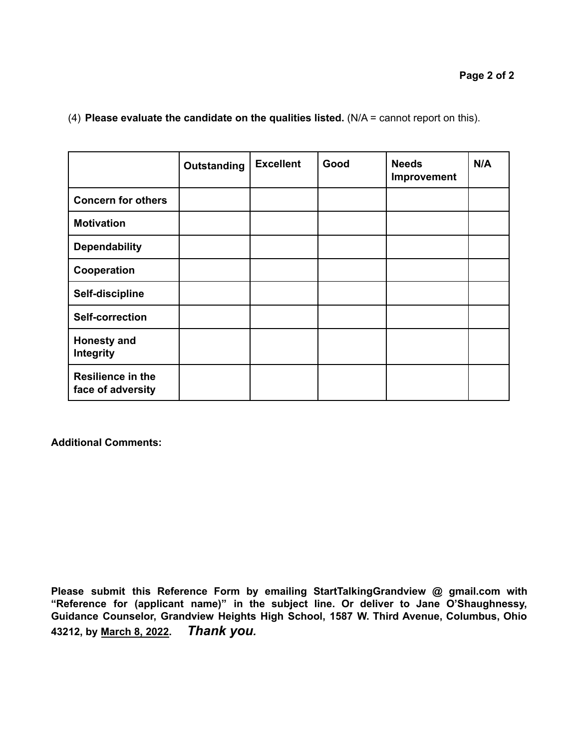(4) **Please evaluate the candidate on the qualities listed.** (N/A = cannot report on this).

| | Outstanding | Excellent | Good | Needs Improvement | N/A |
|---|---|---|---|---|---|
| **Concern for others** | | | | | |
| **Motivation** | | | | | |
| **Dependability** | | | | | |
| **Cooperation** | | | | | |
| **Self-discipline** | | | | | |
| **Self-correction** | | | | | |
| **Honesty and Integrity** | | | | | |
| **Resilience in the face of adversity** | | | | | |

**Additional Comments:**

**Please submit this Reference Form by emailing StartTalkingGrandview @ gmail.com with "Reference for (applicant name)" in the subject line. Or deliver to Jane O'Shaughnessy, Guidance Counselor, Grandview Heights High School, 1587 W. Third Avenue, Columbus, Ohio 43212, by <u>March 8, 2022</u>.** ***Thank you.***